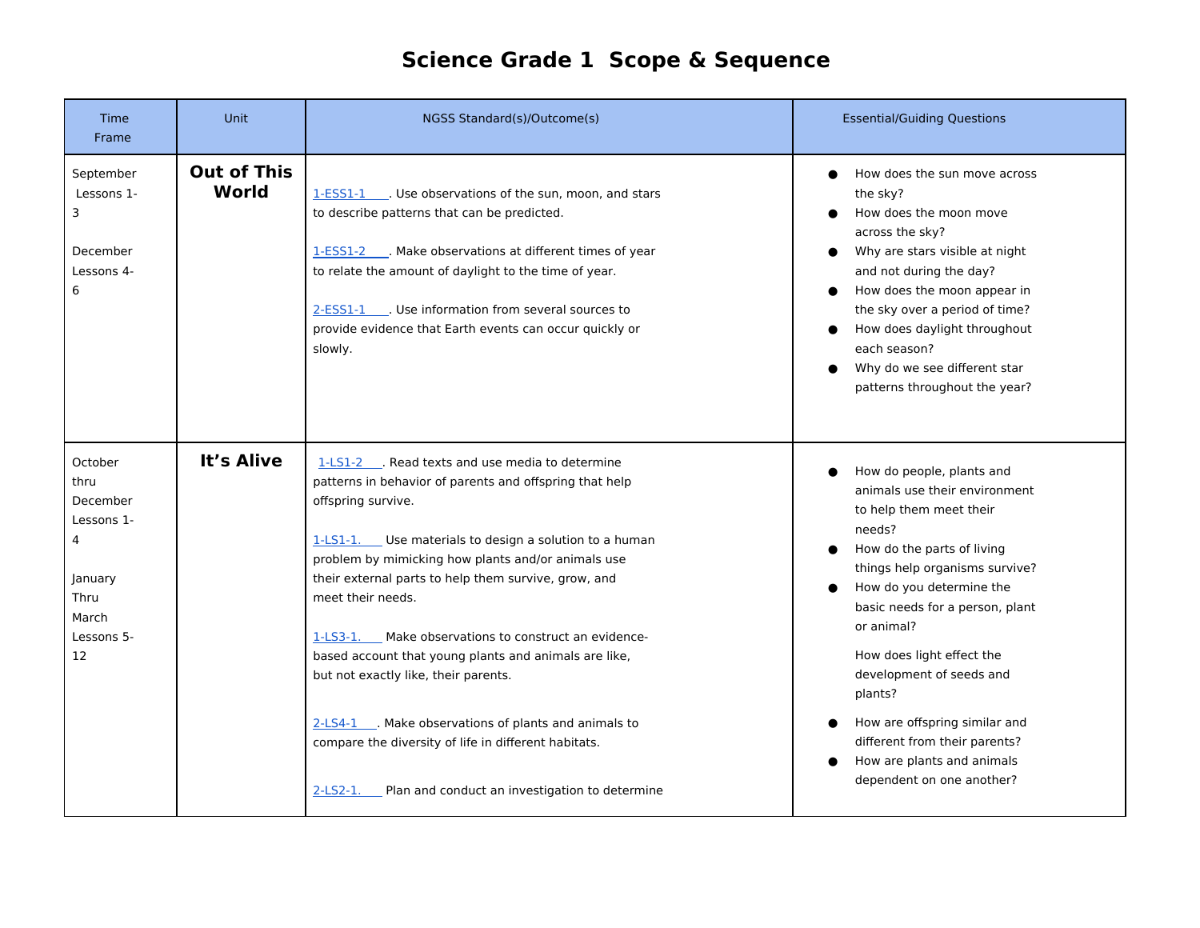# Science Grade 1 Scope & Sequence

| Time Frame | Unit | NGSS Standard(s)/Outcome(s) | Essential/Guiding Questions |
|---|---|---|---|
| September Lessons 1-3<br><br>December Lessons 4-6 | **Out of This World** | 1-ESS1-1. Use observations of the sun, moon, and stars to describe patterns that can be predicted.<br><br>1-ESS1-2. Make observations at different times of year to relate the amount of daylight to the time of year.<br><br>2-ESS1-1. Use information from several sources to provide evidence that Earth events can occur quickly or slowly. | ● How does the sun move across the sky?<br>● How does the moon move across the sky?<br>● Why are stars visible at night and not during the day?<br>● How does the moon appear in the sky over a period of time?<br>● How does daylight throughout each season?<br>● Why do we see different star patterns throughout the year? |
| October thru December Lessons 1-4<br><br>January Thru March Lessons 5-12 | **It's Alive** | 1-LS1-2. Read texts and use media to determine patterns in behavior of parents and offspring that help offspring survive.<br><br>1-LS1-1. Use materials to design a solution to a human problem by mimicking how plants and/or animals use their external parts to help them survive, grow, and meet their needs.<br><br>1-LS3-1. Make observations to construct an evidence-based account that young plants and animals are like, but not exactly like, their parents.<br><br>2-LS4-1. Make observations of plants and animals to compare the diversity of life in different habitats.<br><br>2-LS2-1. Plan and conduct an investigation to determine | ● How do people, plants and animals use their environment to help them meet their needs?<br>● How do the parts of living things help organisms survive?<br>● How do you determine the basic needs for a person, plant or animal?<br><br>How does light effect the development of seeds and plants?<br><br>● How are offspring similar and different from their parents?<br>● How are plants and animals dependent on one another? |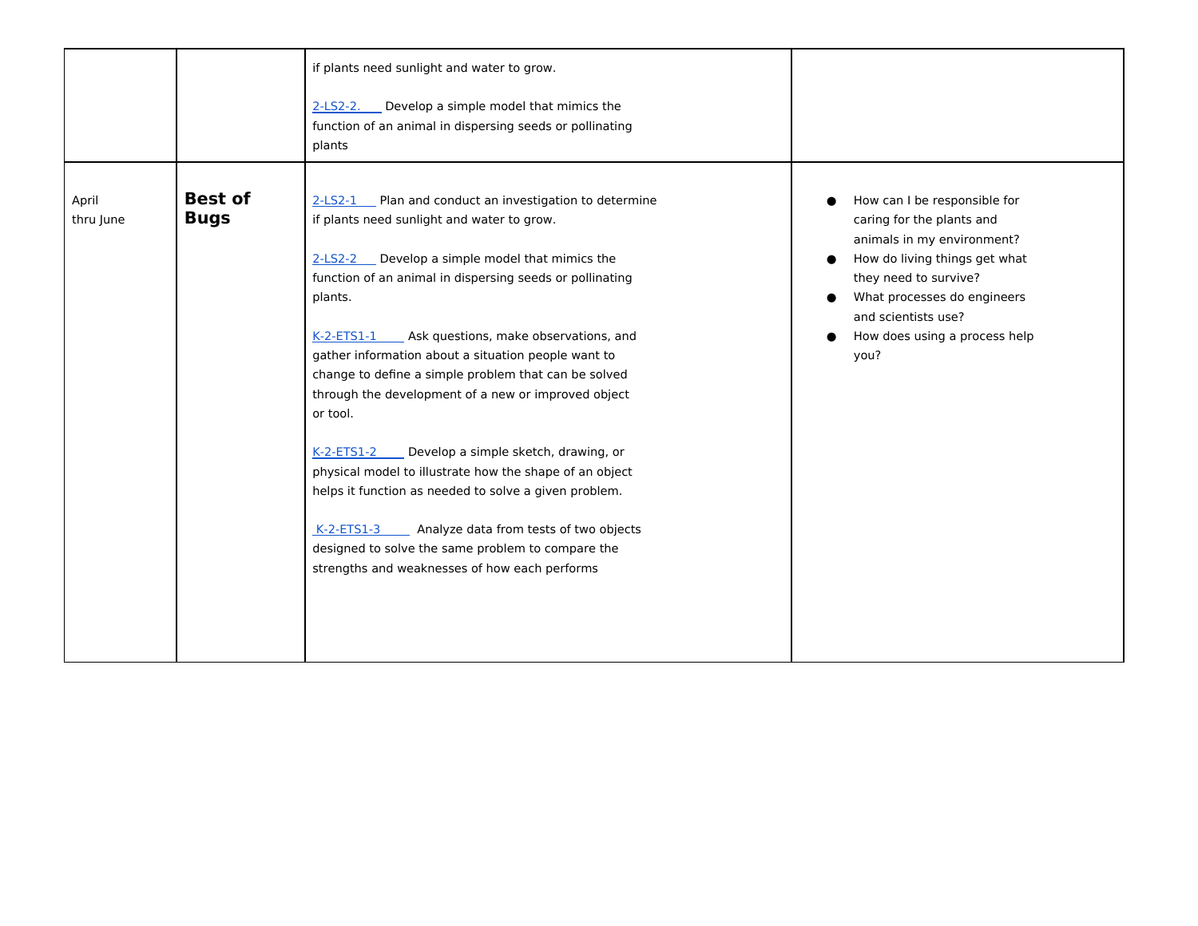| | | | |
|---|---|---|---|
| | | if plants need sunlight and water to grow.<br><br>2-LS2-2. Develop a simple model that mimics the function of an animal in dispersing seeds or pollinating plants | |
| April thru June | **Best of Bugs** | 2-LS2-1 Plan and conduct an investigation to determine if plants need sunlight and water to grow.<br><br>2-LS2-2 Develop a simple model that mimics the function of an animal in dispersing seeds or pollinating plants.<br><br>K-2-ETS1-1 Ask questions, make observations, and gather information about a situation people want to change to define a simple problem that can be solved through the development of a new or improved object or tool.<br><br>K-2-ETS1-2 Develop a simple sketch, drawing, or physical model to illustrate how the shape of an object helps it function as needed to solve a given problem.<br><br>K-2-ETS1-3 Analyze data from tests of two objects designed to solve the same problem to compare the strengths and weaknesses of how each performs | • How can I be responsible for caring for the plants and animals in my environment?<br>• How do living things get what they need to survive?<br>• What processes do engineers and scientists use?<br>• How does using a process help you? |